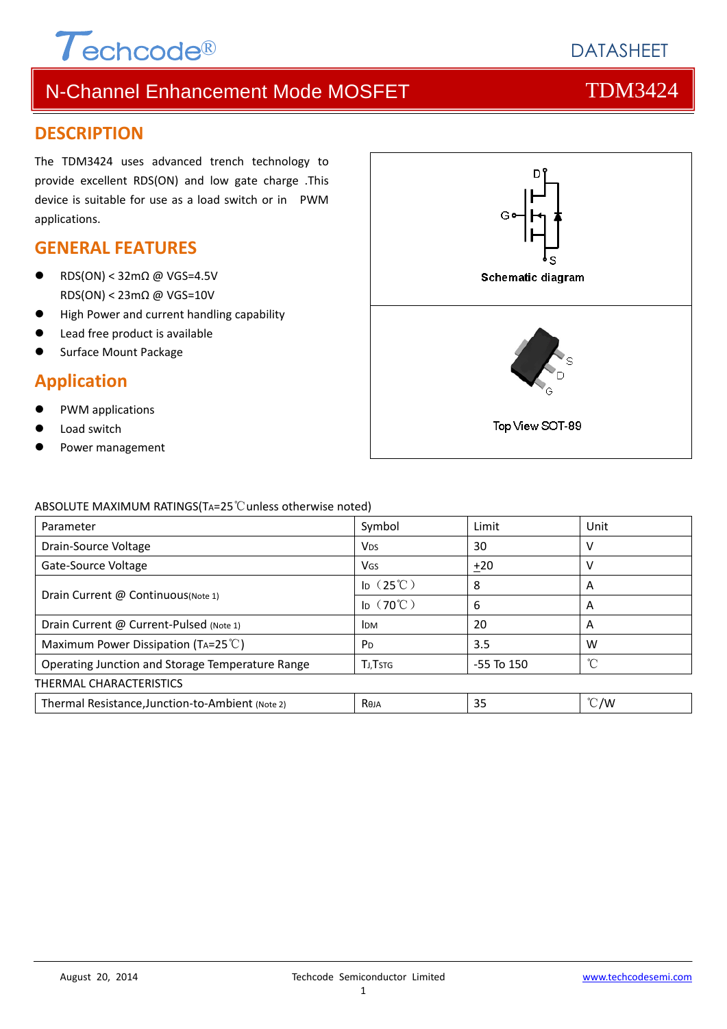Techcode®

DATASHEET

# N-Channel Enhancement Mode MOSFET TDM3424

## DESCRIPTION

The TDM3424 uses advanced trench technology to provide excellent RDS(ON) and low gate charge .This device is suitable for use as a load switch or in PWM applications.

## GENERAL FEATURES

- RDS(ON) < 32mΩ @ VGS=4.5V
  RDS(ON) < 23mΩ @ VGS=10V
- High Power and current handling capability
- Lead free product is available
- Surface Mount Package

## Application

- PWM applications
- Load switch
- Power management

D
G
S

Schematic diagram

S
D
G

Top View SOT-89

ABSOLUTE MAXIMUM RATINGS($T_A$=25℃unless otherwise noted)

| Parameter | Symbol | Limit | Unit |
|---|---|---|---|
| Drain-Source Voltage | $V_{DS}$ | 30 | V |
| Gate-Source Voltage | $V_{GS}$ | $\pm$20 | V |
| Drain Current @ Continuous(Note 1) | $I_D$（25℃） | 8 | A |
| | $I_D$（70℃） | 6 | A |
| Drain Current @ Current-Pulsed (Note 1) | $I_{DM}$ | 20 | A |
| Maximum Power Dissipation ($T_A$=25℃) | $P_D$ | 3.5 | W |
| Operating Junction and Storage Temperature Range | $T_J$,$T_{STG}$ | -55 To 150 | ℃ |
| THERMAL CHARACTERISTICS | | | |
| Thermal Resistance,Junction-to-Ambient (Note 2) | $R_{θJA}$ | 35 | ℃/W |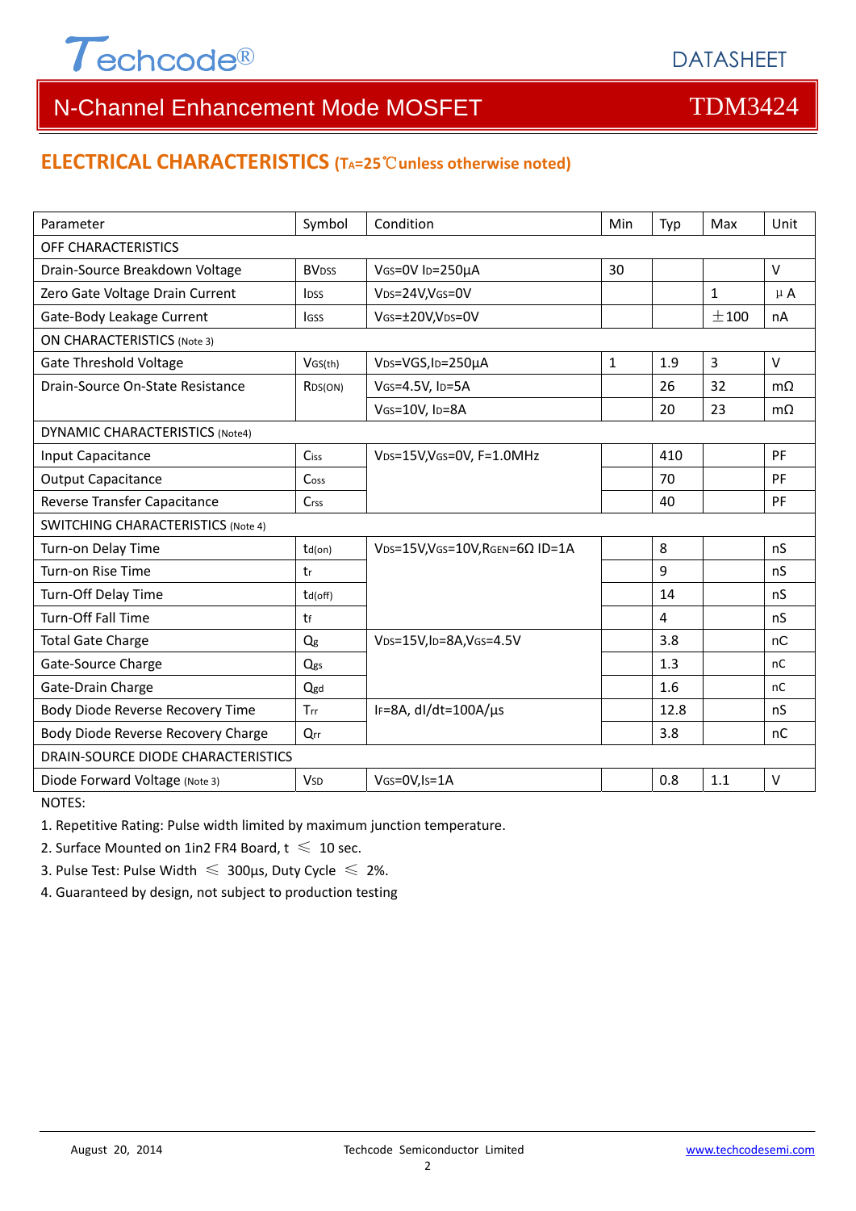## ELECTRICAL CHARACTERISTICS ($T_A$=25℃unless otherwise noted)

| Parameter | Symbol | Condition | Min | Typ | Max | Unit |
|---|---|---|---|---|---|---|
| OFF CHARACTERISTICS | | | | | | |
| Drain-Source Breakdown Voltage | $BV_{DSS}$ | $V_{GS}$=0V $I_D$=250μA | 30 | | | V |
| Zero Gate Voltage Drain Current | $I_{DSS}$ | $V_{DS}$=24V,$V_{GS}$=0V | | | 1 | μA |
| Gate-Body Leakage Current | $I_{GSS}$ | $V_{GS}$=±20V,$V_{DS}$=0V | | | ±100 | nA |
| ON CHARACTERISTICS (Note 3) | | | | | | |
| Gate Threshold Voltage | $V_{GS(th)}$ | $V_{DS}$=VGS,$I_D$=250μA | 1 | 1.9 | 3 | V |
| Drain-Source On-State Resistance | $R_{DS(ON)}$ | $V_{GS}$=4.5V, $I_D$=5A | | 26 | 32 | mΩ |
| | | $V_{GS}$=10V, $I_D$=8A | | 20 | 23 | mΩ |
| DYNAMIC CHARACTERISTICS (Note4) | | | | | | |
| Input Capacitance | $C_{iss}$ | $V_{DS}$=15V,$V_{GS}$=0V, F=1.0MHz | | 410 | | PF |
| Output Capacitance | $C_{oss}$ | | | 70 | | PF |
| Reverse Transfer Capacitance | $C_{rss}$ | | | 40 | | PF |
| SWITCHING CHARACTERISTICS (Note 4) | | | | | | |
| Turn-on Delay Time | $t_{d(on)}$ | $V_{DS}$=15V,$V_{GS}$=10V,$R_{GEN}$=6Ω ID=1A | | 8 | | nS |
| Turn-on Rise Time | $t_r$ | | | 9 | | nS |
| Turn-Off Delay Time | $t_{d(off)}$ | | | 14 | | nS |
| Turn-Off Fall Time | $t_f$ | | | 4 | | nS |
| Total Gate Charge | $Q_g$ | $V_{DS}$=15V,$I_D$=8A,$V_{GS}$=4.5V | | 3.8 | | nC |
| Gate-Source Charge | $Q_{gs}$ | | | 1.3 | | nC |
| Gate-Drain Charge | $Q_{gd}$ | | | 1.6 | | nC |
| Body Diode Reverse Recovery Time | $T_{rr}$ | $I_F$=8A, dI/dt=100A/µs | | 12.8 | | nS |
| Body Diode Reverse Recovery Charge | $Q_{rr}$ | | | 3.8 | | nC |
| DRAIN-SOURCE DIODE CHARACTERISTICS | | | | | | |
| Diode Forward Voltage (Note 3) | $V_{SD}$ | $V_{GS}$=0V,$I_S$=1A | | 0.8 | 1.1 | V |

NOTES:

1. Repetitive Rating: Pulse width limited by maximum junction temperature.
2. Surface Mounted on 1in2 FR4 Board, t ≤ 10 sec.
3. Pulse Test: Pulse Width ≤ 300µs, Duty Cycle ≤ 2%.
4. Guaranteed by design, not subject to production testing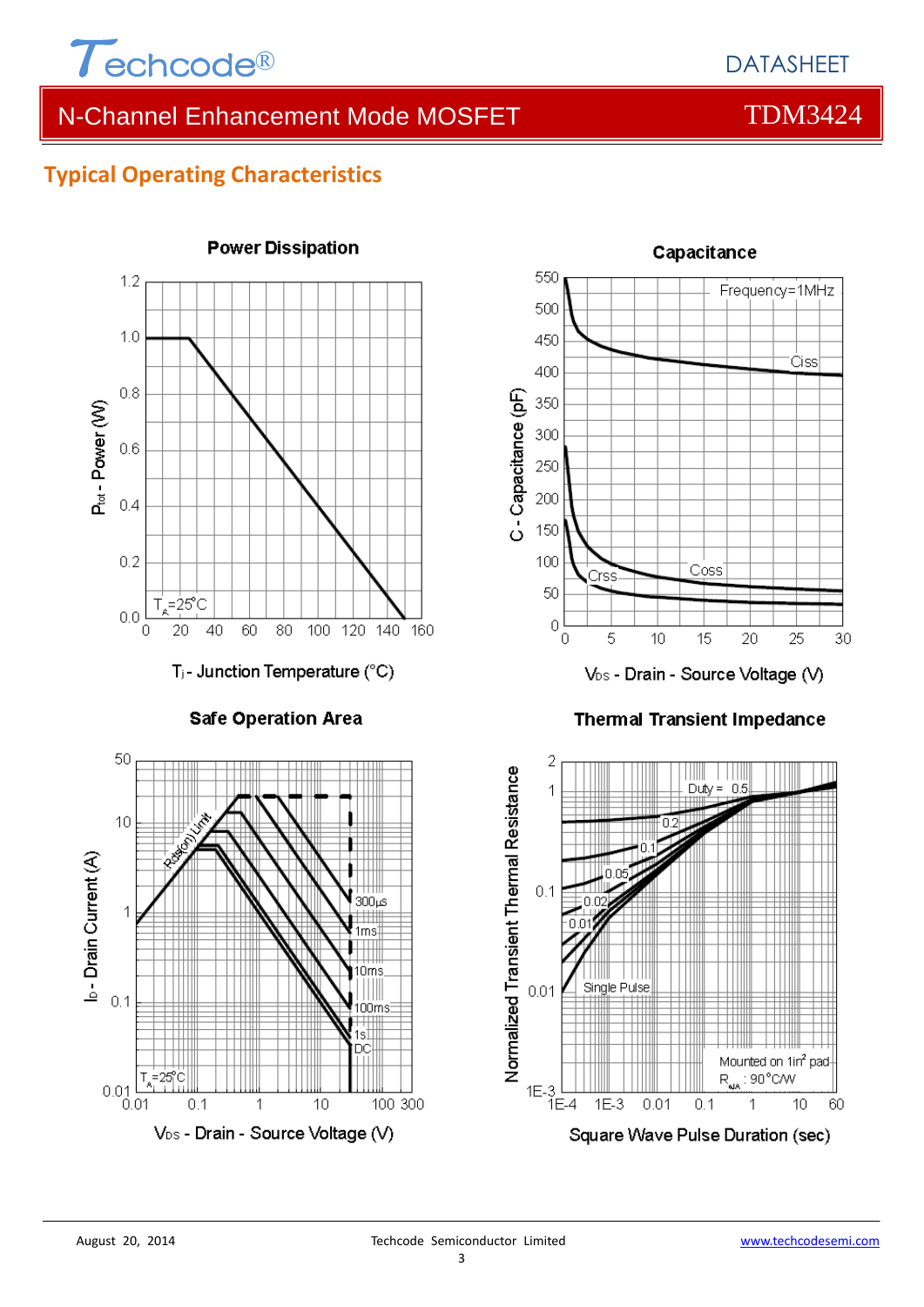DATASHEET

# N-Channel Enhancement Mode MOSFET    TDM3424

## Typical Operating Characteristics

**Power Dissipation**

$P_{tot}$ - Power (W)

1.2
1.0
0.8
0.6
0.4
0.2
0.0

0 20 40 60 80 100 120 140 160

$T_A$=25°C

$T_j$ - Junction Temperature (°C)

**Capacitance**

C - Capacitance (pF)

550
500
450
400
350
300
250
200
150
100
50
0

0 5 10 15 20 25 30

Frequency=1MHz

Ciss

Coss

Crss

$V_{DS}$ - Drain - Source Voltage (V)

**Safe Operation Area**

$I_D$ - Drain Current (A)

50
10
1
0.1
0.01

0.01 0.1 1 10 100 300

Rds(on) Limit

300µs

1ms

10ms

100ms

1s

DC

$T_A$=25°C

$V_{DS}$ - Drain - Source Voltage (V)

**Thermal Transient Impedance**

Normalized Transient Thermal Resistance

2
1
0.1
0.01
1E-3

1E-4 1E-3 0.01 0.1 1 10 60

Duty = 0.5

0.2

0.1

0.05

0.02

0.01

Single Pulse

Mounted on 1in² pad

$R_{\theta JA}$ : 90°C/W

Square Wave Pulse Duration (sec)

August 20, 2014    Techcode Semiconductor Limited    www.techcodesemi.com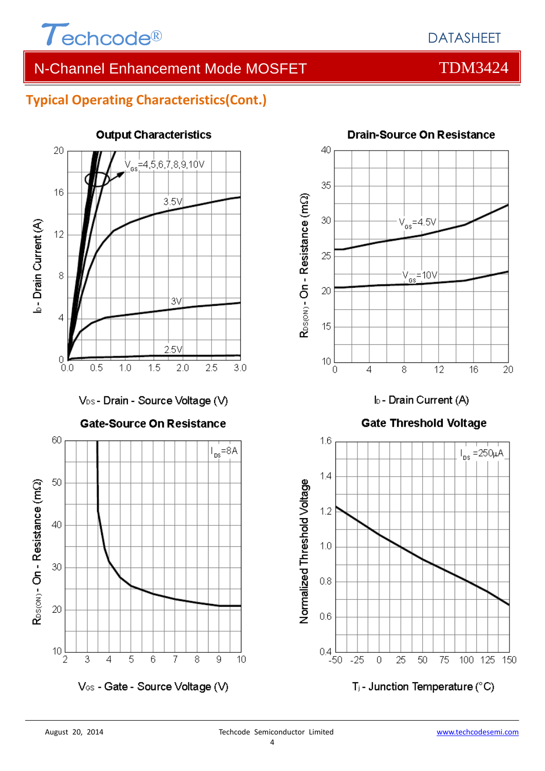## Typical Operating Characteristics(Cont.)

**Output Characteristics**

$V_{GS}$=4,5,6,7,8,9,10V

3.5V

3V

2.5V

20
16
12
8
4
0

0.0 0.5 1.0 1.5 2.0 2.5 3.0

$I_D$ - Drain Current (A)

$V_{DS}$ - Drain - Source Voltage (V)

**Drain-Source On Resistance**

$V_{GS}$=4.5V

$V_{GS}$=10V

40
35
30
25
20
15
10

0 4 8 12 16 20

$R_{DS(ON)}$ - On - Resistance (mΩ)

$I_D$ - Drain Current (A)

**Gate-Source On Resistance**

$I_{DS}$=8A

60
50
40
30
20
10

2 3 4 5 6 7 8 9 10

$R_{DS(ON)}$ - On - Resistance (mΩ)

$V_{GS}$ - Gate - Source Voltage (V)

**Gate Threshold Voltage**

$I_{DS}$ =250μA

1.6
1.4
1.2
1.0
0.8
0.6
0.4

-50 -25 0 25 50 75 100 125 150

Normalized Threshold Voltage

$T_j$ - Junction Temperature (°C)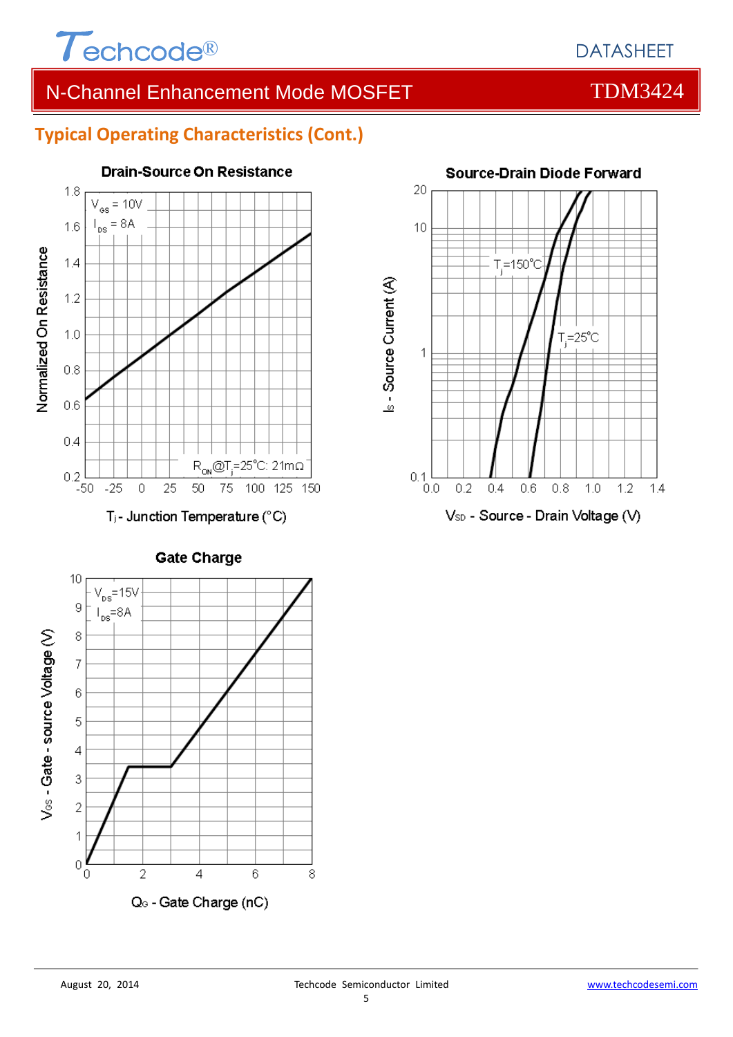## Typical Operating Characteristics (Cont.)

**Drain-Source On Resistance**

$V_{GS}$ = 10V
$I_{DS}$ = 8A

$R_{ON}$@$T_j$=25°C: 21mΩ

Normalized On Resistance

1.8
1.6
1.4
1.2
1.0
0.8
0.6
0.4
0.2

-50 -25 0 25 50 75 100 125 150

$T_j$ - Junction Temperature (°C)

**Source-Drain Diode Forward**

$T_j$=150°C
$T_j$=25°C

$I_S$ - Source Current (A)

20
10
1
0.1

0.0 0.2 0.4 0.6 0.8 1.0 1.2 1.4

$V_{SD}$ - Source - Drain Voltage (V)

**Gate Charge**

$V_{DS}$=15V
$I_{DS}$=8A

$V_{GS}$ - Gate - source Voltage (V)

10
9
8
7
6
5
4
3
2
1
0

0 2 4 6 8

$Q_G$ - Gate Charge (nC)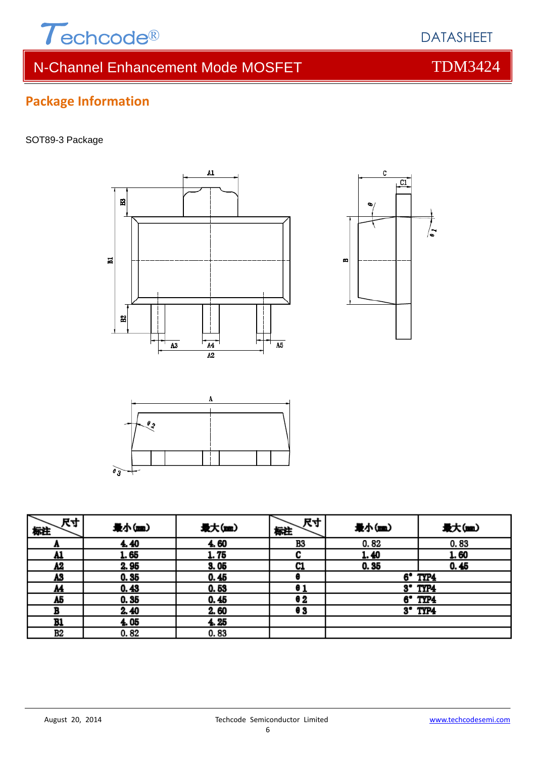## Package Information

SOT89-3 Package

A1

C

C1

B3

θ

B1

B

θ1

B2

A3

A4

A5

A2

A

θ2

θ3

| 尺寸 标注 | 最小(mm) | 最大(mm) | 尺寸 标注 | 最小(mm) | 最大(mm) |
|---|---|---|---|---|---|
| A | 4.40 | 4.60 | B3 | 0.82 | 0.83 |
| A1 | 1.65 | 1.75 | C | 1.40 | 1.60 |
| A2 | 2.95 | 3.05 | C1 | 0.35 | 0.45 |
| A3 | 0.35 | 0.45 | θ | 6° TYP4 | |
| A4 | 0.43 | 0.53 | θ1 | 3° TYP4 | |
| A5 | 0.35 | 0.45 | θ2 | 6° TYP4 | |
| B | 2.40 | 2.60 | θ3 | 3° TYP4 | |
| B1 | 4.05 | 4.25 | | | |
| B2 | 0.82 | 0.83 | | | |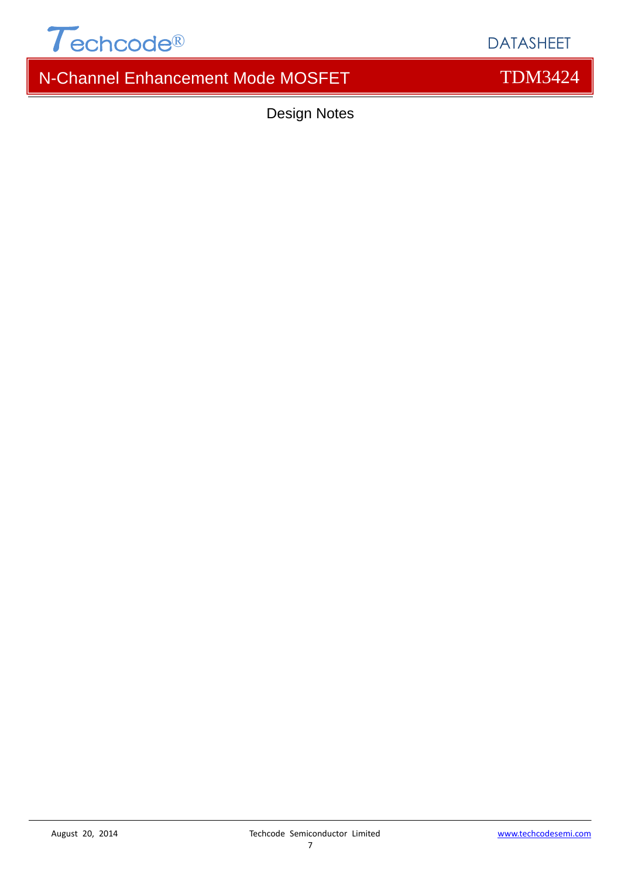Design Notes